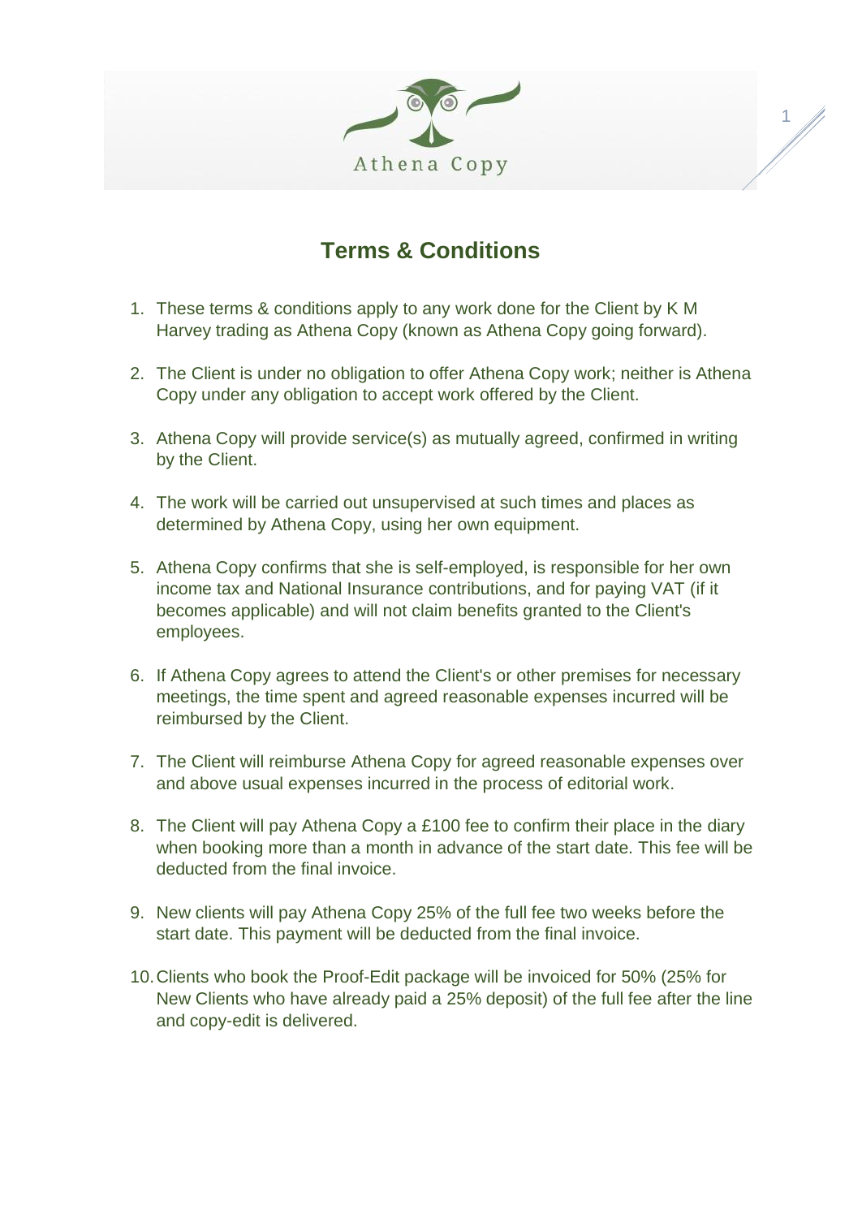Athena Copy

# Terms & Conditions

1. These terms & conditions apply to any work done for the Client by K M Harvey trading as Athena Copy (known as Athena Copy going forward).

2. The Client is under no obligation to offer Athena Copy work; neither is Athena Copy under any obligation to accept work offered by the Client.

3. Athena Copy will provide service(s) as mutually agreed, confirmed in writing by the Client.

4. The work will be carried out unsupervised at such times and places as determined by Athena Copy, using her own equipment.

5. Athena Copy confirms that she is self-employed, is responsible for her own income tax and National Insurance contributions, and for paying VAT (if it becomes applicable) and will not claim benefits granted to the Client's employees.

6. If Athena Copy agrees to attend the Client's or other premises for necessary meetings, the time spent and agreed reasonable expenses incurred will be reimbursed by the Client.

7. The Client will reimburse Athena Copy for agreed reasonable expenses over and above usual expenses incurred in the process of editorial work.

8. The Client will pay Athena Copy a £100 fee to confirm their place in the diary when booking more than a month in advance of the start date. This fee will be deducted from the final invoice.

9. New clients will pay Athena Copy 25% of the full fee two weeks before the start date. This payment will be deducted from the final invoice.

10. Clients who book the Proof-Edit package will be invoiced for 50% (25% for New Clients who have already paid a 25% deposit) of the full fee after the line and copy-edit is delivered.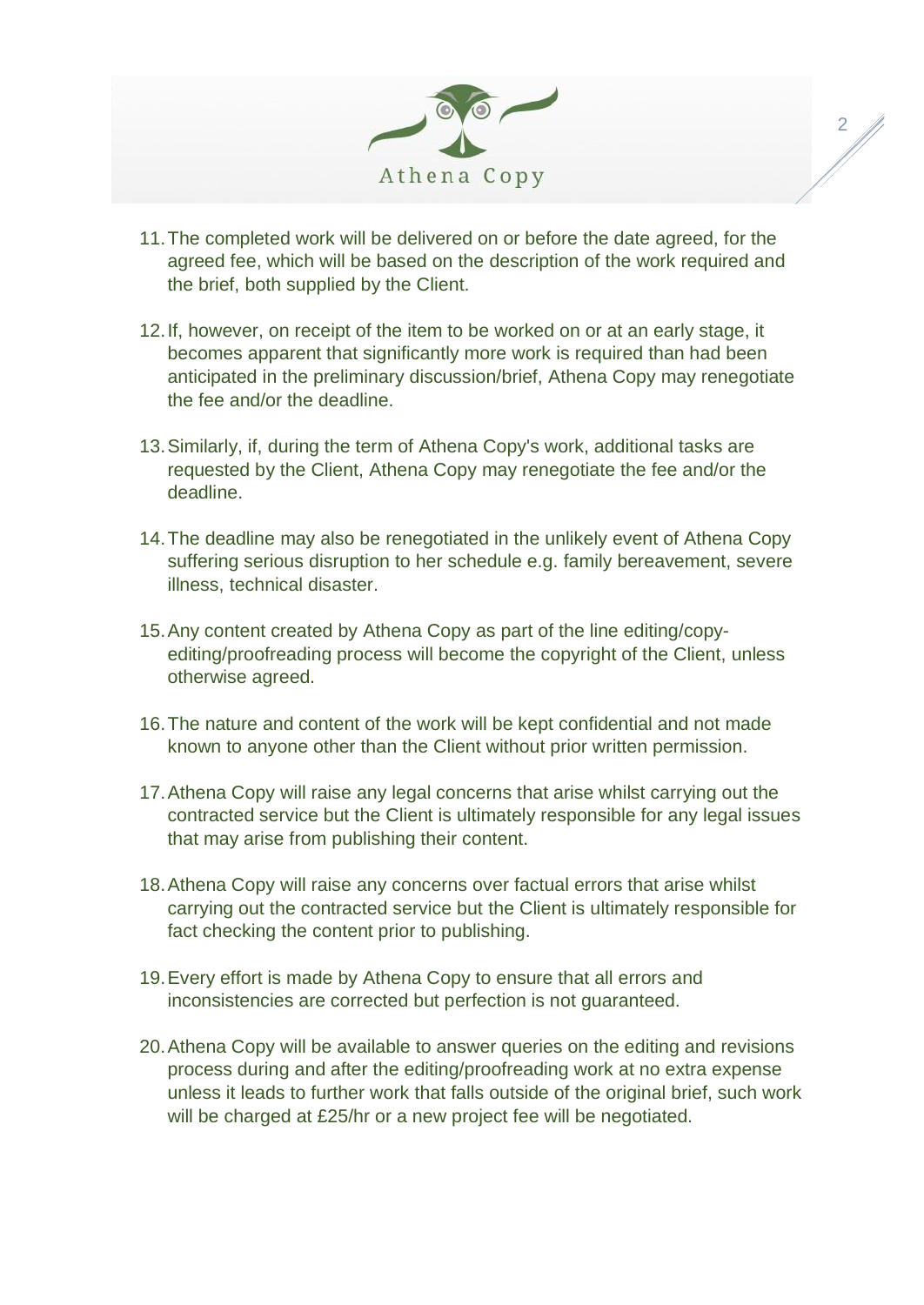11. The completed work will be delivered on or before the date agreed, for the agreed fee, which will be based on the description of the work required and the brief, both supplied by the Client.

12. If, however, on receipt of the item to be worked on or at an early stage, it becomes apparent that significantly more work is required than had been anticipated in the preliminary discussion/brief, Athena Copy may renegotiate the fee and/or the deadline.

13. Similarly, if, during the term of Athena Copy's work, additional tasks are requested by the Client, Athena Copy may renegotiate the fee and/or the deadline.

14. The deadline may also be renegotiated in the unlikely event of Athena Copy suffering serious disruption to her schedule e.g. family bereavement, severe illness, technical disaster.

15. Any content created by Athena Copy as part of the line editing/copy-editing/proofreading process will become the copyright of the Client, unless otherwise agreed.

16. The nature and content of the work will be kept confidential and not made known to anyone other than the Client without prior written permission.

17. Athena Copy will raise any legal concerns that arise whilst carrying out the contracted service but the Client is ultimately responsible for any legal issues that may arise from publishing their content.

18. Athena Copy will raise any concerns over factual errors that arise whilst carrying out the contracted service but the Client is ultimately responsible for fact checking the content prior to publishing.

19. Every effort is made by Athena Copy to ensure that all errors and inconsistencies are corrected but perfection is not guaranteed.

20. Athena Copy will be available to answer queries on the editing and revisions process during and after the editing/proofreading work at no extra expense unless it leads to further work that falls outside of the original brief, such work will be charged at £25/hr or a new project fee will be negotiated.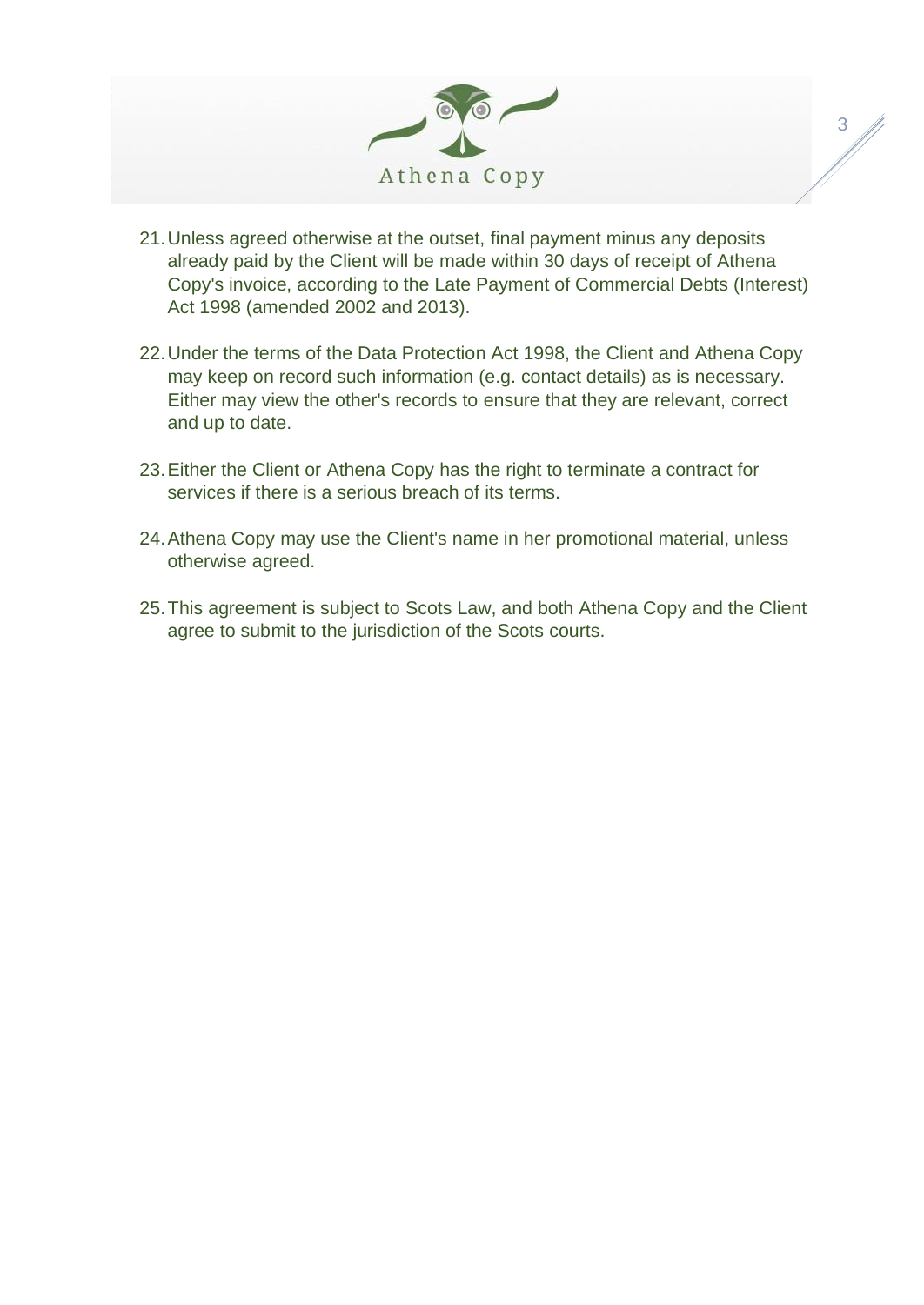21. Unless agreed otherwise at the outset, final payment minus any deposits already paid by the Client will be made within 30 days of receipt of Athena Copy's invoice, according to the Late Payment of Commercial Debts (Interest) Act 1998 (amended 2002 and 2013).

22. Under the terms of the Data Protection Act 1998, the Client and Athena Copy may keep on record such information (e.g. contact details) as is necessary. Either may view the other's records to ensure that they are relevant, correct and up to date.

23. Either the Client or Athena Copy has the right to terminate a contract for services if there is a serious breach of its terms.

24. Athena Copy may use the Client's name in her promotional material, unless otherwise agreed.

25. This agreement is subject to Scots Law, and both Athena Copy and the Client agree to submit to the jurisdiction of the Scots courts.